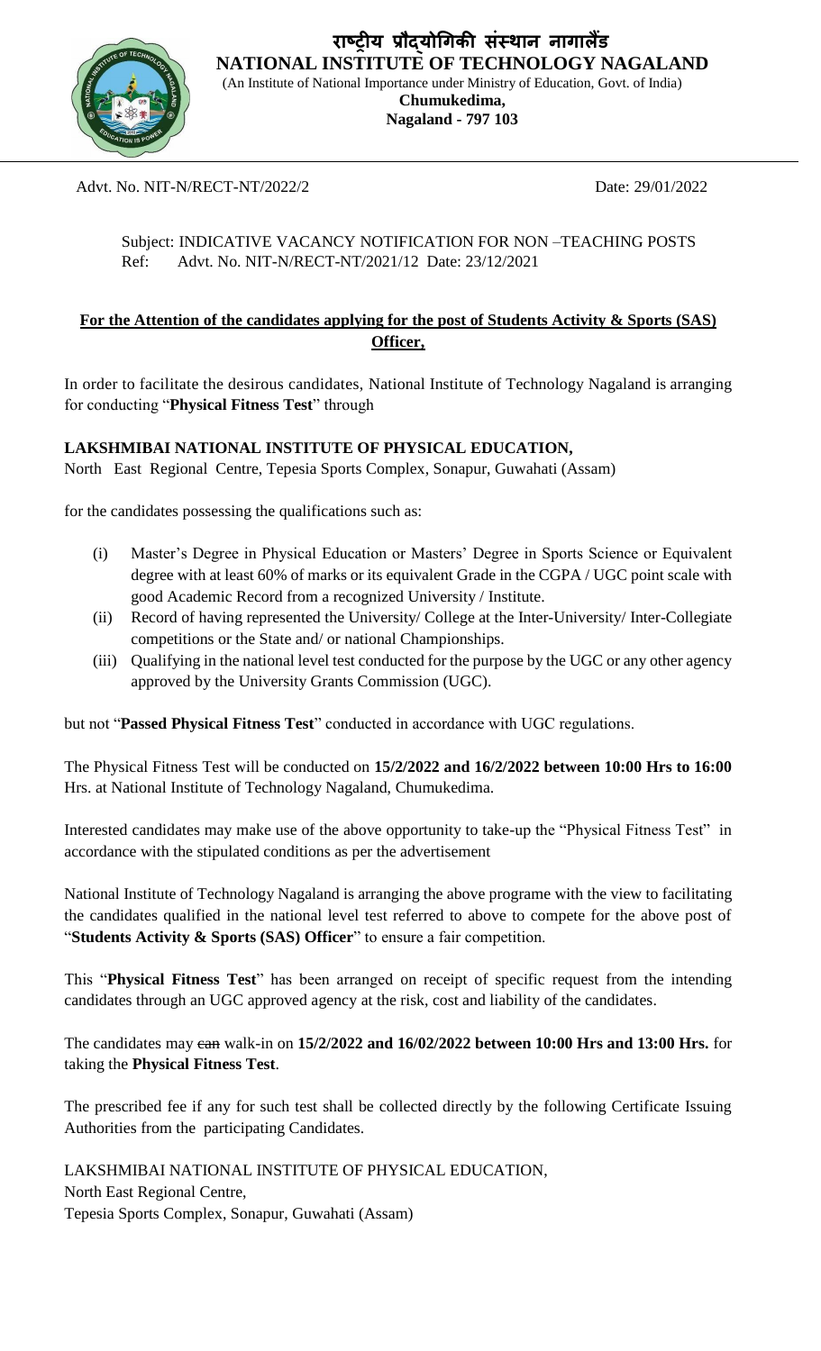# राष्ट्रीय प्रौद्योगिकी संस्थान नागालैंड

**NATIONAL INSTITUTE OF TECHNOLOGY NAGALAND**

(An Institute of National Importance under Ministry of Education, Govt. of India)

**Chumukedima,**
**Nagaland - 797 103**

Advt. No. NIT-N/RECT-NT/2022/2 Date: 29/01/2022

Subject: INDICATIVE VACANCY NOTIFICATION FOR NON –TEACHING POSTS
Ref: Advt. No. NIT-N/RECT-NT/2021/12 Date: 23/12/2021

**For the Attention of the candidates applying for the post of Students Activity & Sports (SAS) Officer,**

In order to facilitate the desirous candidates, National Institute of Technology Nagaland is arranging for conducting "**Physical Fitness Test**" through

**LAKSHMIBAI NATIONAL INSTITUTE OF PHYSICAL EDUCATION,**
North East Regional Centre, Tepesia Sports Complex, Sonapur, Guwahati (Assam)

for the candidates possessing the qualifications such as:

(i) Master's Degree in Physical Education or Masters' Degree in Sports Science or Equivalent degree with at least 60% of marks or its equivalent Grade in the CGPA / UGC point scale with good Academic Record from a recognized University / Institute.
(ii) Record of having represented the University/ College at the Inter-University/ Inter-Collegiate competitions or the State and/ or national Championships.
(iii) Qualifying in the national level test conducted for the purpose by the UGC or any other agency approved by the University Grants Commission (UGC).

but not "**Passed Physical Fitness Test**" conducted in accordance with UGC regulations.

The Physical Fitness Test will be conducted on **15/2/2022 and 16/2/2022 between 10:00 Hrs to 16:00** Hrs. at National Institute of Technology Nagaland, Chumukedima.

Interested candidates may make use of the above opportunity to take-up the "Physical Fitness Test" in accordance with the stipulated conditions as per the advertisement

National Institute of Technology Nagaland is arranging the above programe with the view to facilitating the candidates qualified in the national level test referred to above to compete for the above post of "**Students Activity & Sports (SAS) Officer**" to ensure a fair competition.

This "**Physical Fitness Test**" has been arranged on receipt of specific request from the intending candidates through an UGC approved agency at the risk, cost and liability of the candidates.

The candidates may ~~can~~ walk-in on **15/2/2022 and 16/02/2022 between 10:00 Hrs and 13:00 Hrs.** for taking the **Physical Fitness Test**.

The prescribed fee if any for such test shall be collected directly by the following Certificate Issuing Authorities from the participating Candidates.

LAKSHMIBAI NATIONAL INSTITUTE OF PHYSICAL EDUCATION,
North East Regional Centre,
Tepesia Sports Complex, Sonapur, Guwahati (Assam)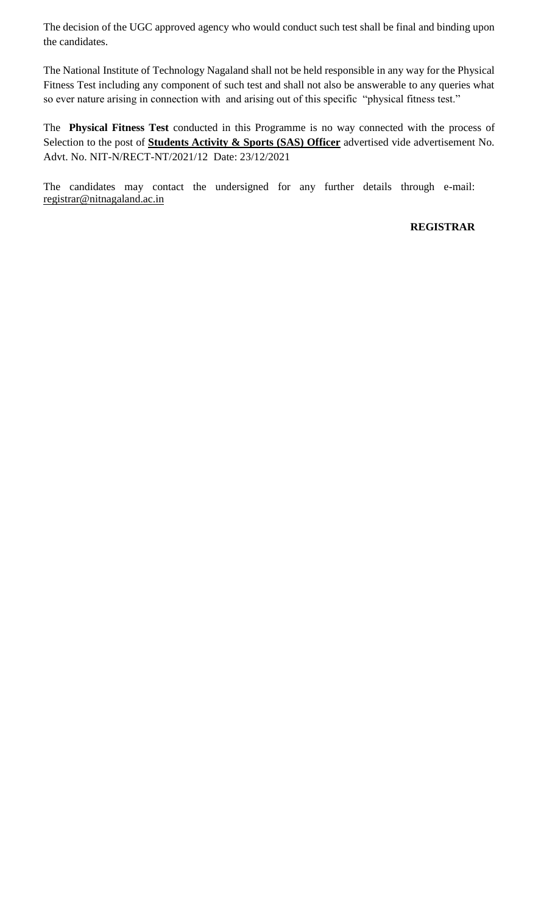The decision of the UGC approved agency who would conduct such test shall be final and binding upon the candidates.

The National Institute of Technology Nagaland shall not be held responsible in any way for the Physical Fitness Test including any component of such test and shall not also be answerable to any queries what so ever nature arising in connection with and arising out of this specific "physical fitness test."

The **Physical Fitness Test** conducted in this Programme is no way connected with the process of Selection to the post of **Students Activity & Sports (SAS) Officer** advertised vide advertisement No. Advt. No. NIT-N/RECT-NT/2021/12 Date: 23/12/2021

The candidates may contact the undersigned for any further details through e-mail: registrar@nitnagaland.ac.in

**REGISTRAR**